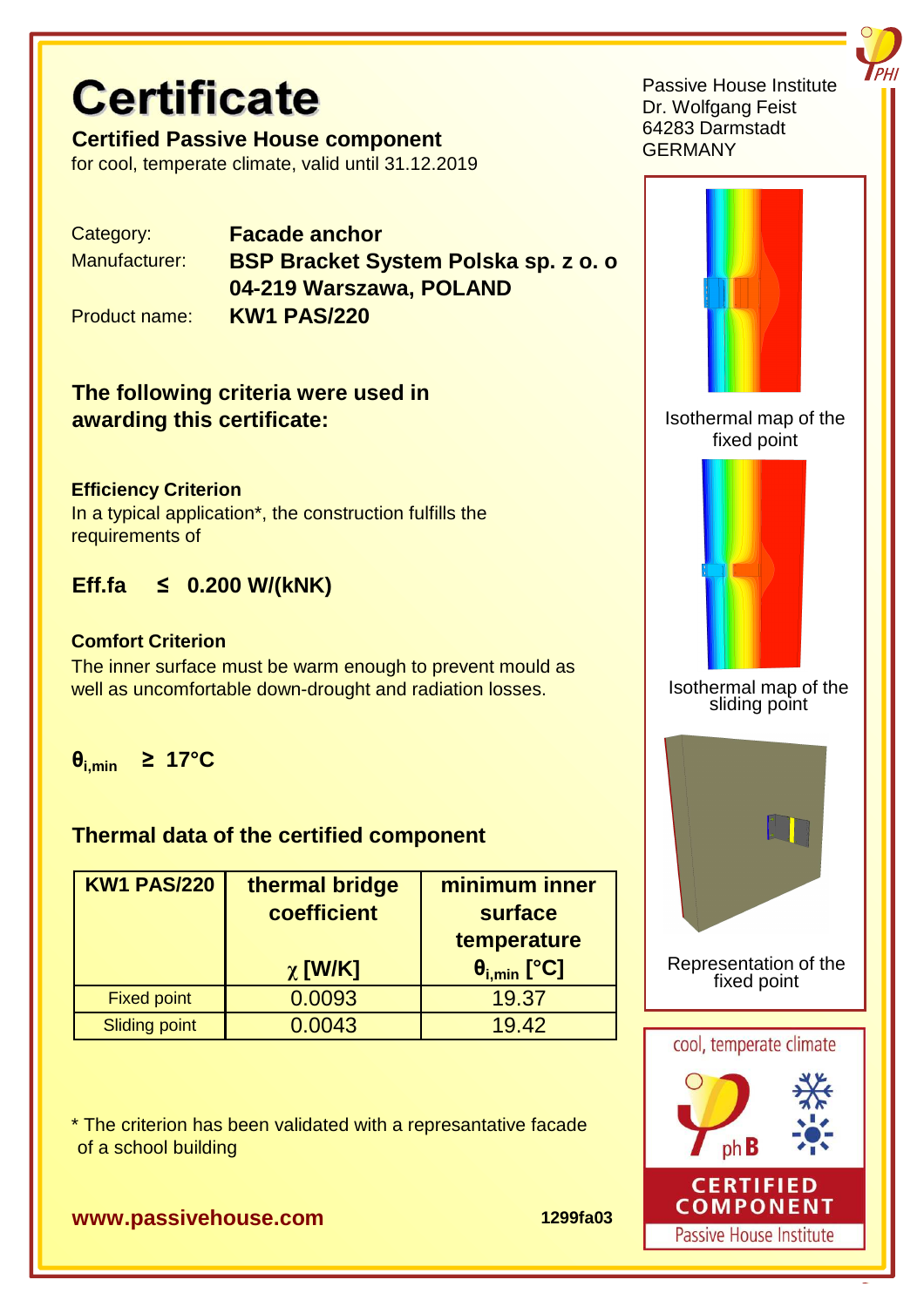# Certificate

**Certified Passive House component**
for cool, temperate climate, valid until 31.12.2019

Passive House Institute
Dr. Wolfgang Feist
64283 Darmstadt
GERMANY

| | |
|---|---|
| Category: | **Facade anchor** |
| Manufacturer: | **BSP Bracket System Polska sp. z o. o** **04-219 Warszawa, POLAND** |
| Product name: | **KW1 PAS/220** |

## The following criteria were used in awarding this certificate:

**Efficiency Criterion**
In a typical application*, the construction fulfills the requirements of

**Eff.fa ≤ 0.200 W/(kNK)**

**Comfort Criterion**
The inner surface must be warm enough to prevent mould as well as uncomfortable down-drought and radiation losses.

**$\theta_{i,min}$ ≥ 17°C**

## Thermal data of the certified component

| KW1 PAS/220 | thermal bridge coefficient $\chi$ [W/K] | minimum inner surface temperature $\theta_{i,min}$ [°C] |
|---|---|---|
| Fixed point | 0.0093 | 19.37 |
| Sliding point | 0.0043 | 19.42 |

\* The criterion has been validated with a represantative facade of a school building

Isothermal map of the fixed point

Isothermal map of the sliding point

Representation of the fixed point

cool, temperate climate

phB

CERTIFIED COMPONENT
Passive House Institute

**www.passivehouse.com** **1299fa03**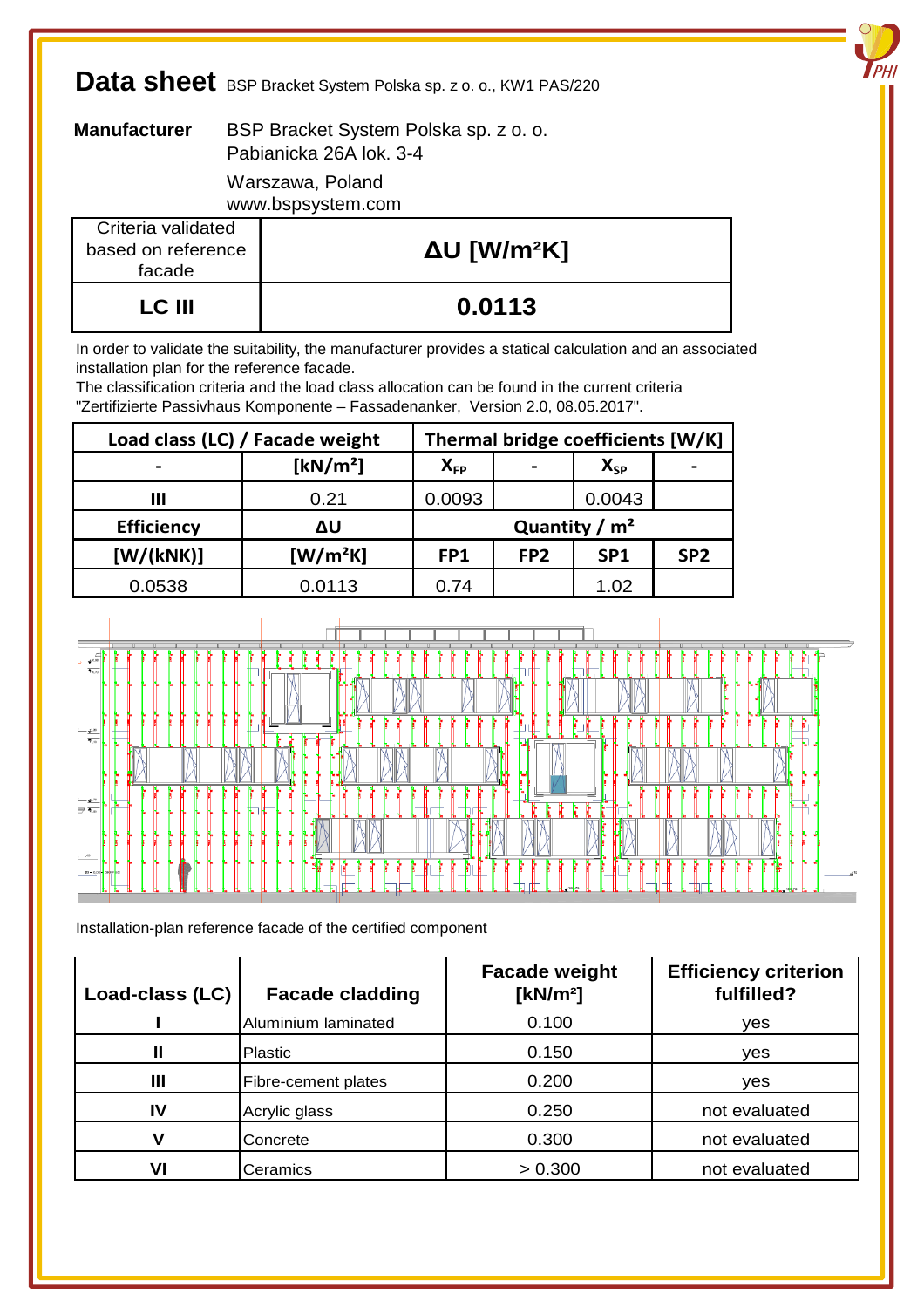# Data sheet BSP Bracket System Polska sp. z o. o., KW1 PAS/220

**Manufacturer** BSP Bracket System Polska sp. z o. o.
Pabianicka 26A lok. 3-4

Warszawa, Poland
www.bspsystem.com

| Criteria validated based on reference facade | ΔU [W/m²K] |
|---|---|
| **LC III** | **0.0113** |

In order to validate the suitability, the manufacturer provides a statical calculation and an associated installation plan for the reference facade.
The classification criteria and the load class allocation can be found in the current criteria "Zertifizierte Passivhaus Komponente – Fassadenanker, Version 2.0, 08.05.2017".

| Load class (LC) / Facade weight | | Thermal bridge coefficients [W/K] | | | |
|---|---|---|---|---|---|
| - | [kN/m²] | $X_{FP}$ | - | $X_{SP}$ | - |
| III | 0.21 | 0.0093 | | 0.0043 | |
| **Efficiency** | **ΔU** | **Quantity / m²** | | | |
| [W/(kNK)] | [W/m²K] | FP1 | FP2 | SP1 | SP2 |
| 0.0538 | 0.0113 | 0.74 | | 1.02 | |

Installation-plan reference facade of the certified component

| Load-class (LC) | Facade cladding | Facade weight [kN/m²] | Efficiency criterion fulfilled? |
|---|---|---|---|
| I | Aluminium laminated | 0.100 | yes |
| II | Plastic | 0.150 | yes |
| III | Fibre-cement plates | 0.200 | yes |
| IV | Acrylic glass | 0.250 | not evaluated |
| V | Concrete | 0.300 | not evaluated |
| VI | Ceramics | > 0.300 | not evaluated |